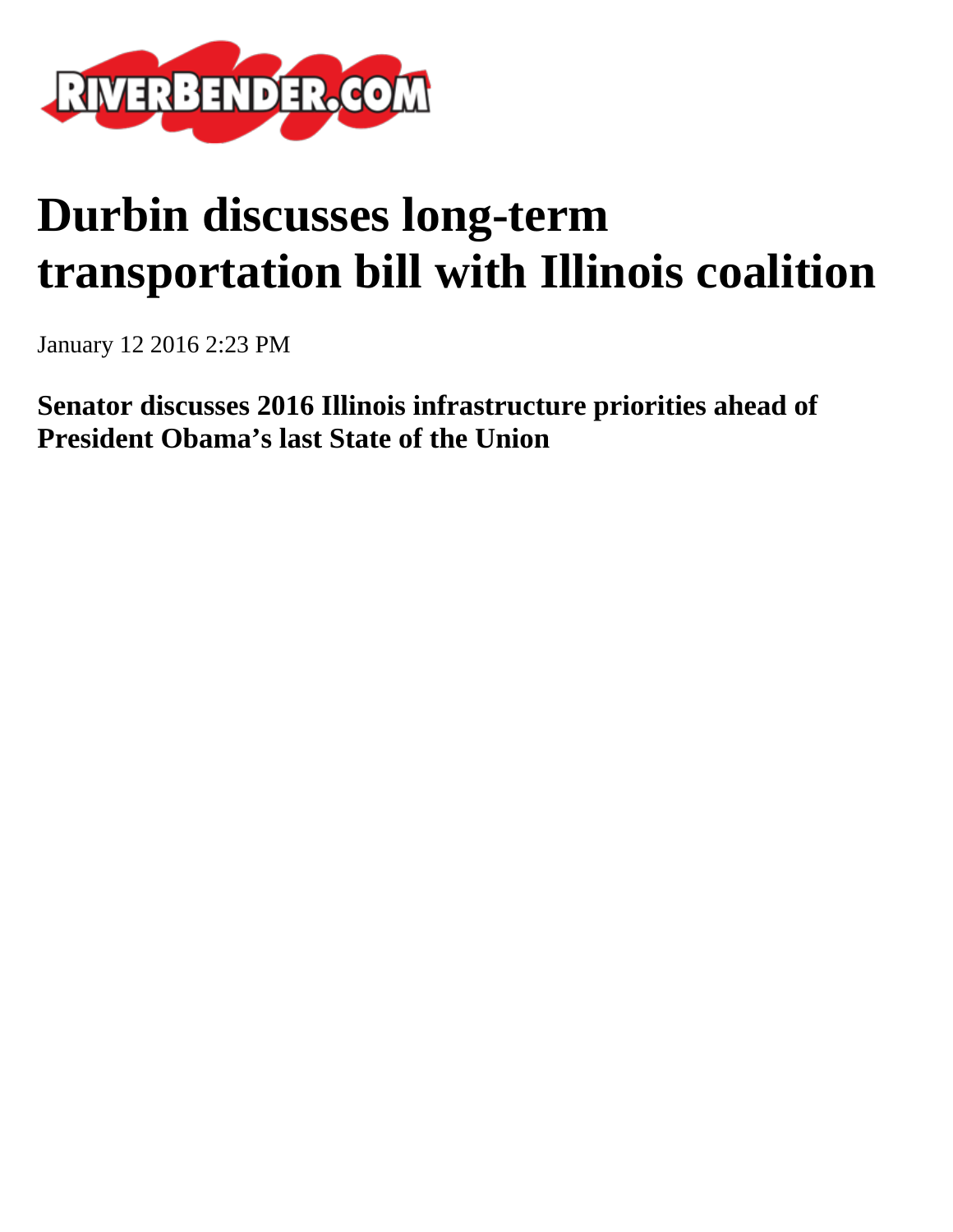# Durbin discusses long-term transportation bill with Illinois coalition

January 12 2016 2:23 PM

**Senator discusses 2016 Illinois infrastructure priorities ahead of President Obama's last State of the Union**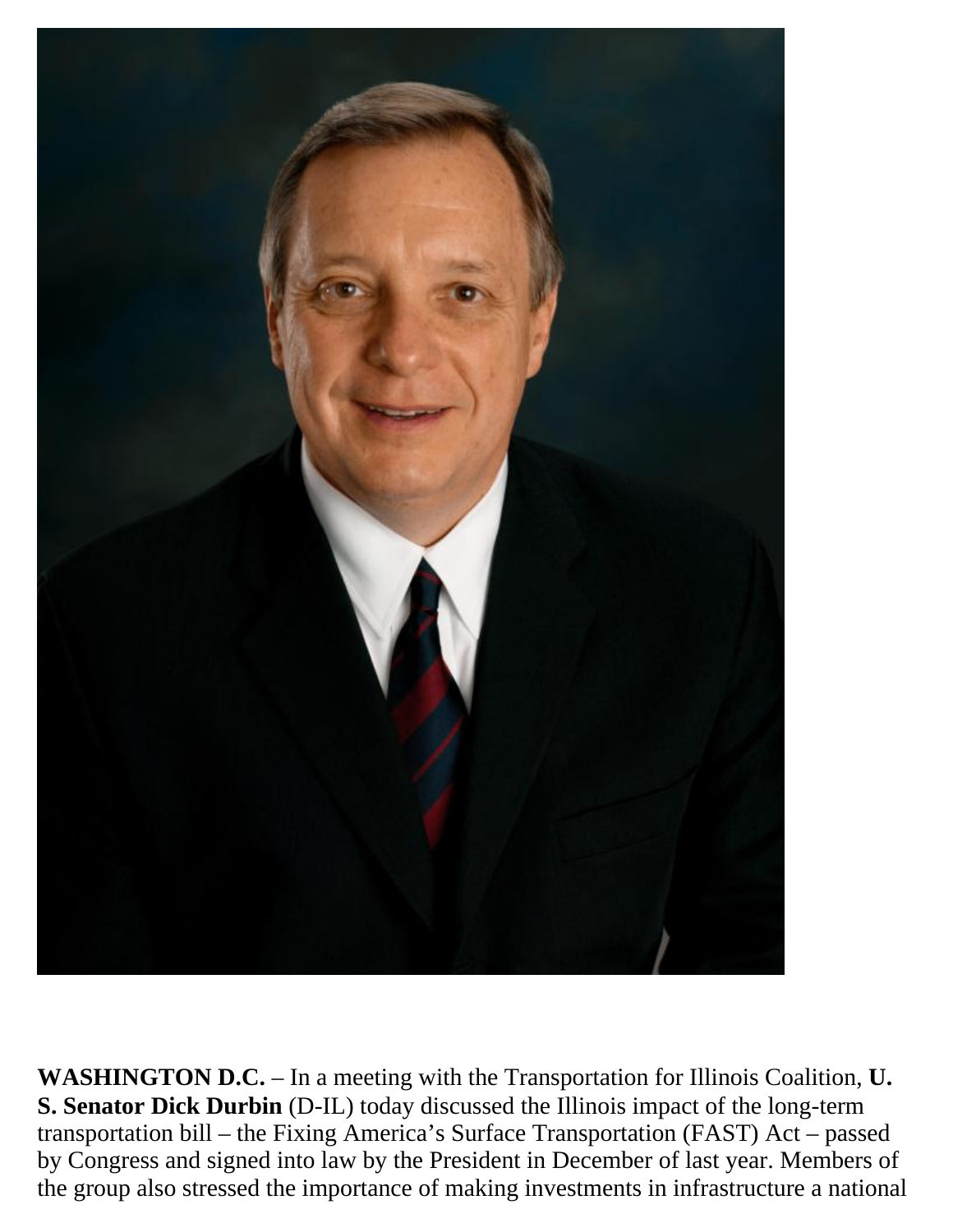**WASHINGTON D.C.** – In a meeting with the Transportation for Illinois Coalition, **U. S. Senator Dick Durbin** (D-IL) today discussed the Illinois impact of the long-term transportation bill – the Fixing America's Surface Transportation (FAST) Act – passed by Congress and signed into law by the President in December of last year. Members of the group also stressed the importance of making investments in infrastructure a national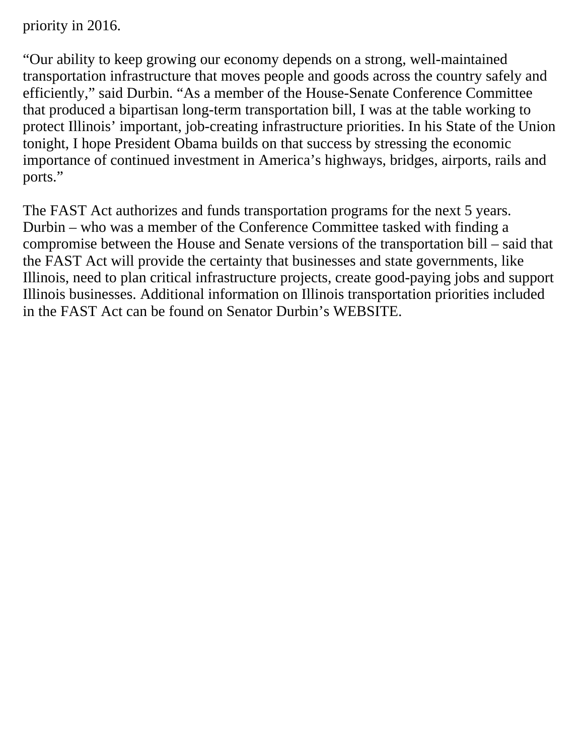priority in 2016.

“Our ability to keep growing our economy depends on a strong, well-maintained transportation infrastructure that moves people and goods across the country safely and efficiently,” said Durbin. “As a member of the House-Senate Conference Committee that produced a bipartisan long-term transportation bill, I was at the table working to protect Illinois’ important, job-creating infrastructure priorities. In his State of the Union tonight, I hope President Obama builds on that success by stressing the economic importance of continued investment in America’s highways, bridges, airports, rails and ports.”

The FAST Act authorizes and funds transportation programs for the next 5 years. Durbin – who was a member of the Conference Committee tasked with finding a compromise between the House and Senate versions of the transportation bill – said that the FAST Act will provide the certainty that businesses and state governments, like Illinois, need to plan critical infrastructure projects, create good-paying jobs and support Illinois businesses. Additional information on Illinois transportation priorities included in the FAST Act can be found on Senator Durbin’s WEBSITE.